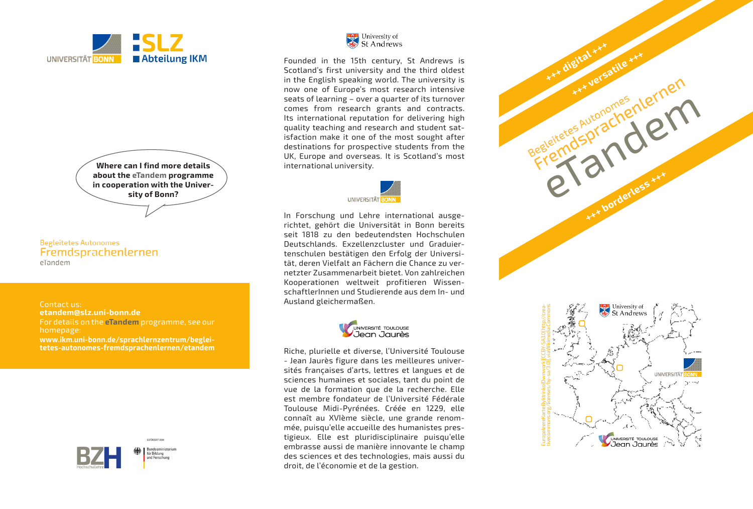UNIVERSITÄT BONN

SLZ
Abteilung IKM

Where can I find more details about the **eTandem** programme in cooperation with the University of Bonn?

Begleitetes Autonomes
## Fremdsprachenlernen
eTandem

Contact us:
**etandem@slz.uni-bonn.de**
For details on the **eTandem** programme, see our homepage:
**www.ikm.uni-bonn.de/sprachlernzentrum/begleitetes-autonomes-fremdsprachenlernen/etandem**

BZH Hochschullehre

GEFÖRDERT VOM Bundesministerium für Bildung und Forschung

University of St Andrews

Founded in the 15th century, St Andrews is Scotland's first university and the third oldest in the English speaking world. The university is now one of Europe's most research intensive seats of learning – over a quarter of its turnover comes from research grants and contracts. Its international reputation for delivering high quality teaching and research and student satisfaction make it one of the most sought after destinations for prospective students from the UK, Europe and overseas. It is Scotland's most international university.

UNIVERSITÄT BONN

In Forschung und Lehre international ausgerichtet, gehört die Universität in Bonn bereits seit 1818 zu den bedeutendsten Hochschulen Deutschlands. Exzellenzcluster und Graduiertenschulen bestätigen den Erfolg der Universität, deren Vielfalt an Fächern die Chance zu vernetzter Zusammenarbeit bietet. Von zahlreichen Kooperationen weltweit profitieren WissenschaftlerInnen und Studierende aus dem In- und Ausland gleichermaßen.

UNIVERSITÉ TOULOUSE Jean Jaurès

Riche, plurielle et diverse, l'Université Toulouse - Jean Jaurès figure dans les meilleures universités françaises d'arts, lettres et langues et de sciences humaines et sociales, tant du point de vue de la formation que de la recherche. Elle est membre fondateur de l'Université Fédérale Toulouse Midi-Pyrénées. Créée en 1229, elle connaît au XVIème siècle, une grande renommée, puisqu'elle accueille des humanistes prestigieux. Elle est pluridisciplinaire puisqu'elle embrasse aussi de manière innovante le champ des sciences et des technologies, mais aussi du droit, de l'économie et de la gestion.

+++ digital +++
+++ versatile +++

Begleitetes Autonomes
Fremdsprachenlernen
# eTandem

+++ borderless +++

EuropaleereKarteByIkrinko[Ownwork][CCBY-SA3.0(http://creativecommons.org/licenses/by-sa/3.0)],viaWikimediaCommons

University of St Andrews
UNIVERSITÄT BONN
UNIVERSITÉ TOULOUSE Jean Jaurès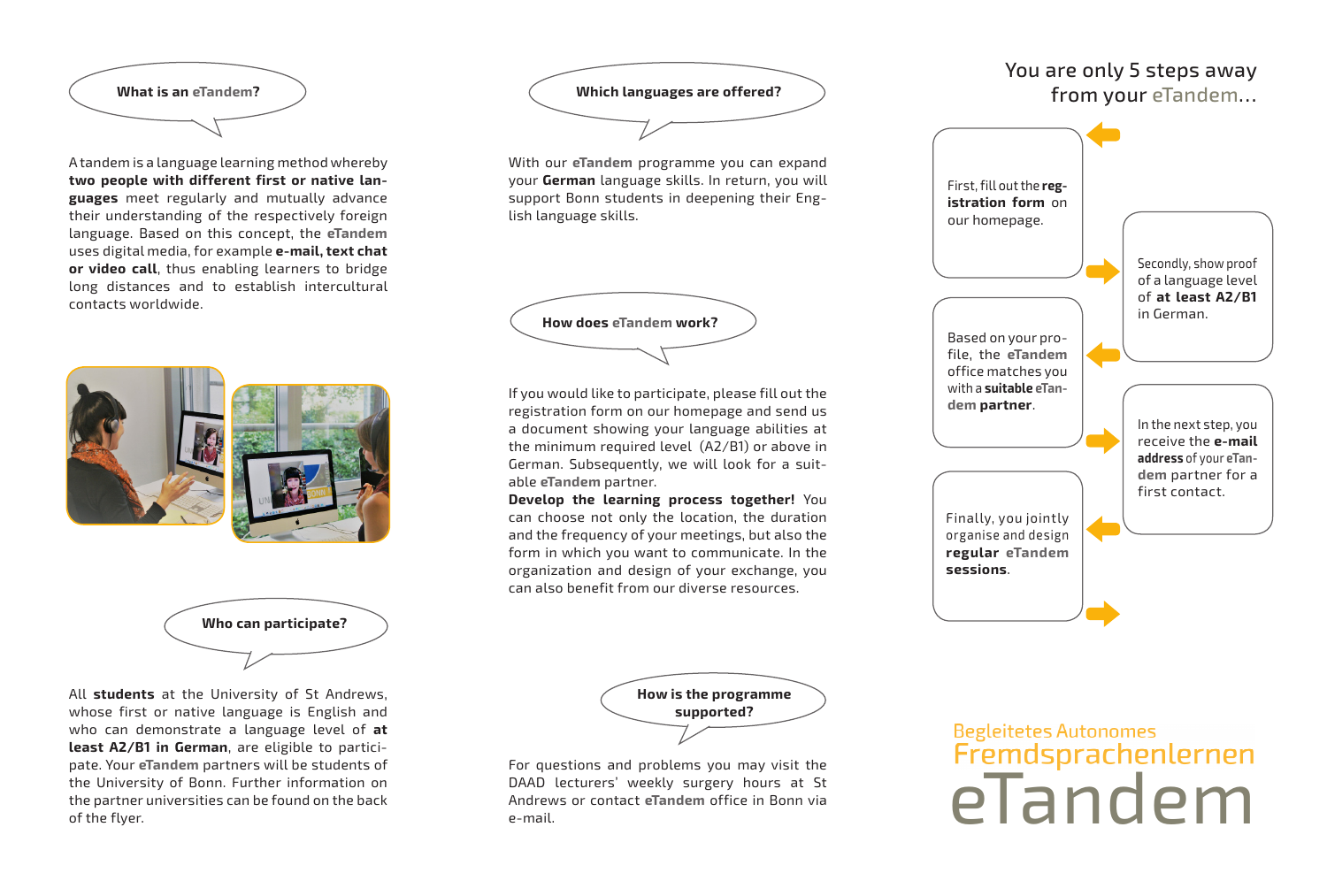## What is an eTandem?

A tandem is a language learning method whereby **two people with different first or native languages** meet regularly and mutually advance their understanding of the respectively foreign language. Based on this concept, the **eTandem** uses digital media, for example **e-mail, text chat or video call**, thus enabling learners to bridge long distances and to establish intercultural contacts worldwide.

## Who can participate?

All **students** at the University of St Andrews, whose first or native language is English and who can demonstrate a language level of **at least A2/B1 in German**, are eligible to participate. Your **eTandem** partners will be students of the University of Bonn. Further information on the partner universities can be found on the back of the flyer.

## Which languages are offered?

With our **eTandem** programme you can expand your **German** language skills. In return, you will support Bonn students in deepening their English language skills.

## How does eTandem work?

If you would like to participate, please fill out the registration form on our homepage and send us a document showing your language abilities at the minimum required level (A2/B1) or above in German. Subsequently, we will look for a suitable **eTandem** partner.

**Develop the learning process together!** You can choose not only the location, the duration and the frequency of your meetings, but also the form in which you want to communicate. In the organization and design of your exchange, you can also benefit from our diverse resources.

## How is the programme supported?

For questions and problems you may visit the DAAD lecturers' weekly surgery hours at St Andrews or contact **eTandem** office in Bonn via e-mail.

## You are only 5 steps away from your eTandem...

1. First, fill out the **registration form** on our homepage.
2. Secondly, show proof of a language level of **at least A2/B1** in German.
3. Based on your profile, the **eTandem** office matches you with a **suitable eTandem partner**.
4. In the next step, you receive the **e-mail address** of your **eTandem** partner for a first contact.
5. Finally, you jointly organise and design **regular eTandem sessions**.

Begleitetes Autonomes
Fremdsprachenlernen
# eTandem